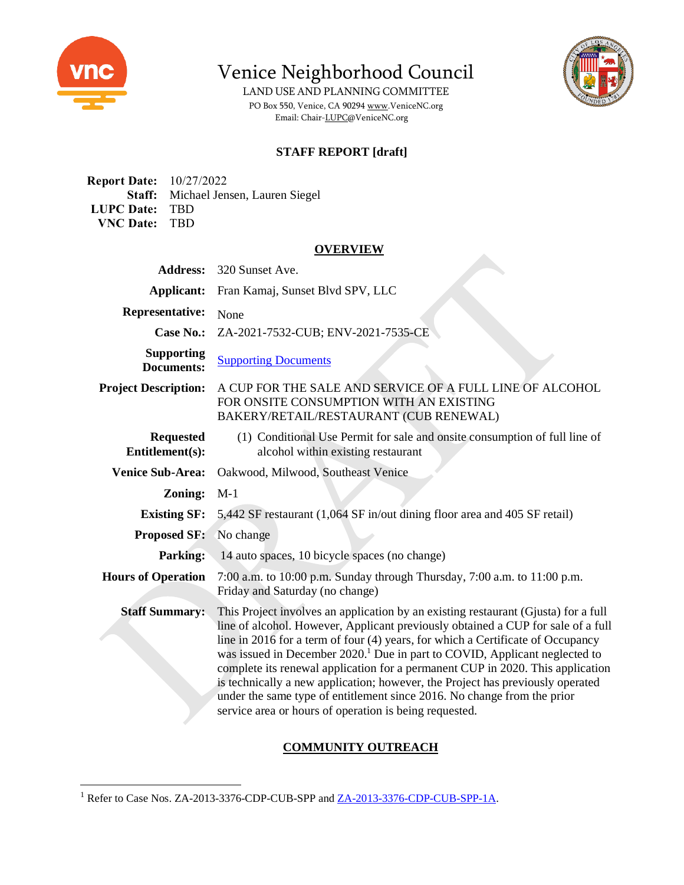# Venice Neighborhood Council

LAND USE AND PLANNING COMMITTEE

PO Box 550, Venice, CA 90294 www.VeniceNC.org

Email: Chair-LUPC@VeniceNC.org

## STAFF REPORT [draft]

**Report Date:** 10/27/2022
**Staff:** Michael Jensen, Lauren Siegel
**LUPC Date:** TBD
**VNC Date:** TBD

## OVERVIEW

| | |
|---|---|
| **Address:** | 320 Sunset Ave. |
| **Applicant:** | Fran Kamaj, Sunset Blvd SPV, LLC |
| **Representative:** | None |
| **Case No.:** | ZA-2021-7532-CUB; ENV-2021-7535-CE |
| **Supporting Documents:** | Supporting Documents |
| **Project Description:** | A CUP FOR THE SALE AND SERVICE OF A FULL LINE OF ALCOHOL FOR ONSITE CONSUMPTION WITH AN EXISTING BAKERY/RETAIL/RESTAURANT (CUB RENEWAL) |
| **Requested Entitlement(s):** | (1) Conditional Use Permit for sale and onsite consumption of full line of alcohol within existing restaurant |
| **Venice Sub-Area:** | Oakwood, Milwood, Southeast Venice |
| **Zoning:** | M-1 |
| **Existing SF:** | 5,442 SF restaurant (1,064 SF in/out dining floor area and 405 SF retail) |
| **Proposed SF:** | No change |
| **Parking:** | 14 auto spaces, 10 bicycle spaces (no change) |
| **Hours of Operation** | 7:00 a.m. to 10:00 p.m. Sunday through Thursday, 7:00 a.m. to 11:00 p.m. Friday and Saturday (no change) |
| **Staff Summary:** | This Project involves an application by an existing restaurant (Gjusta) for a full line of alcohol. However, Applicant previously obtained a CUP for sale of a full line in 2016 for a term of four (4) years, for which a Certificate of Occupancy was issued in December 2020.[1] Due in part to COVID, Applicant neglected to complete its renewal application for a permanent CUP in 2020. This application is technically a new application; however, the Project has previously operated under the same type of entitlement since 2016. No change from the prior service area or hours of operation is being requested. |

## COMMUNITY OUTREACH

---

[1] Refer to Case Nos. ZA-2013-3376-CDP-CUB-SPP and ZA-2013-3376-CDP-CUB-SPP-1A.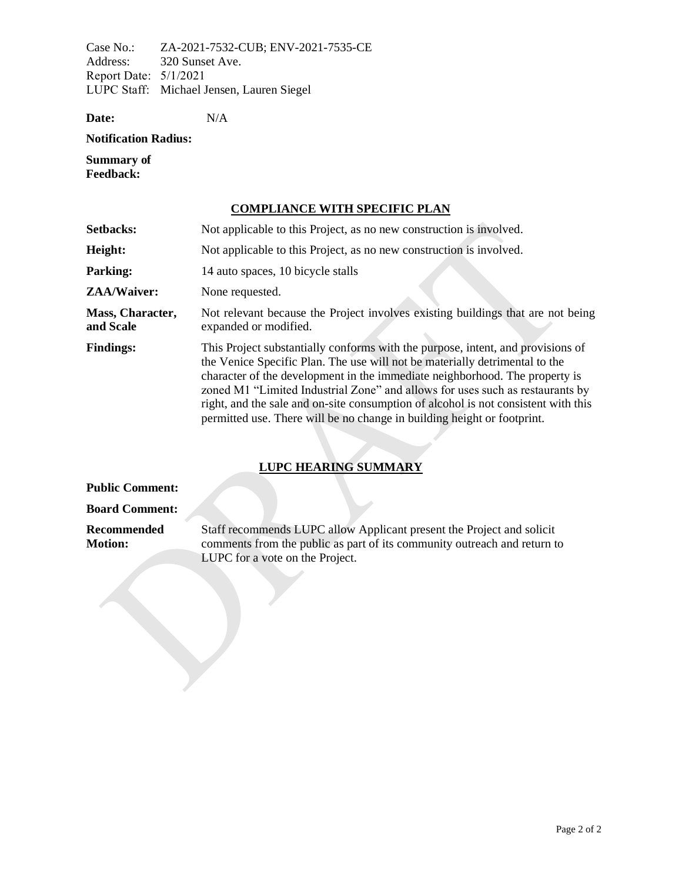Case No.: ZA-2021-7532-CUB; ENV-2021-7535-CE
Address: 320 Sunset Ave.
Report Date: 5/1/2021
LUPC Staff: Michael Jensen, Lauren Siegel

**Date:** N/A

**Notification Radius:**

**Summary of Feedback:**

## COMPLIANCE WITH SPECIFIC PLAN

**Setbacks:** Not applicable to this Project, as no new construction is involved.

**Height:** Not applicable to this Project, as no new construction is involved.

**Parking:** 14 auto spaces, 10 bicycle stalls

**ZAA/Waiver:** None requested.

**Mass, Character, and Scale** Not relevant because the Project involves existing buildings that are not being expanded or modified.

**Findings:** This Project substantially conforms with the purpose, intent, and provisions of the Venice Specific Plan. The use will not be materially detrimental to the character of the development in the immediate neighborhood. The property is zoned M1 "Limited Industrial Zone" and allows for uses such as restaurants by right, and the sale and on-site consumption of alcohol is not consistent with this permitted use. There will be no change in building height or footprint.

## LUPC HEARING SUMMARY

**Public Comment:**

**Board Comment:**

**Recommended Motion:** Staff recommends LUPC allow Applicant present the Project and solicit comments from the public as part of its community outreach and return to LUPC for a vote on the Project.